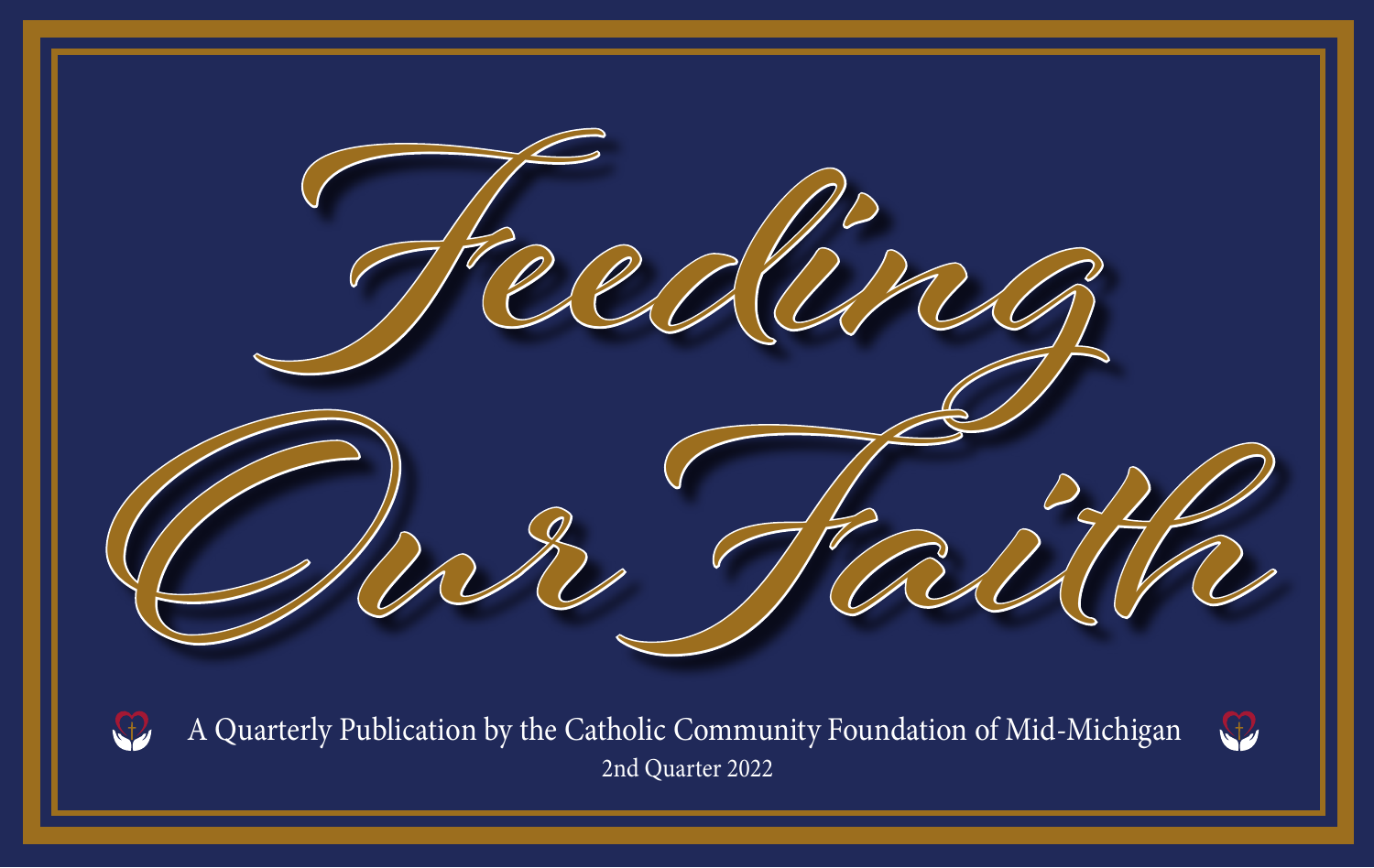# Feeding Our Faith

A Quarterly Publication by the Catholic Community Foundation of Mid-Michigan

2nd Quarter 2022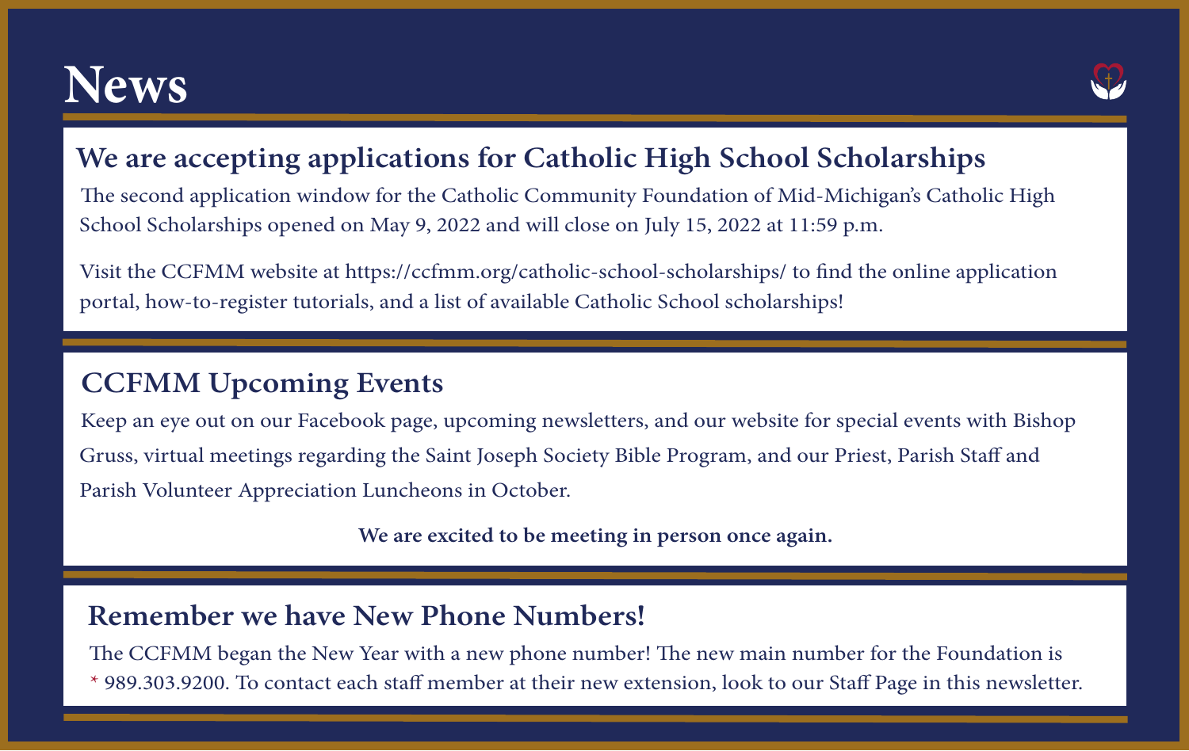# News

## We are accepting applications for Catholic High School Scholarships

The second application window for the Catholic Community Foundation of Mid-Michigan's Catholic High School Scholarships opened on May 9, 2022 and will close on July 15, 2022 at 11:59 p.m.

Visit the CCFMM website at https://ccfmm.org/catholic-school-scholarships/ to find the online application portal, how-to-register tutorials, and a list of available Catholic School scholarships!

## CCFMM Upcoming Events

Keep an eye out on our Facebook page, upcoming newsletters, and our website for special events with Bishop Gruss, virtual meetings regarding the Saint Joseph Society Bible Program, and our Priest, Parish Staff and Parish Volunteer Appreciation Luncheons in October.

**We are excited to be meeting in person once again.**

## Remember we have New Phone Numbers!

The CCFMM began the New Year with a new phone number! The new main number for the Foundation is * 989.303.9200. To contact each staff member at their new extension, look to our Staff Page in this newsletter.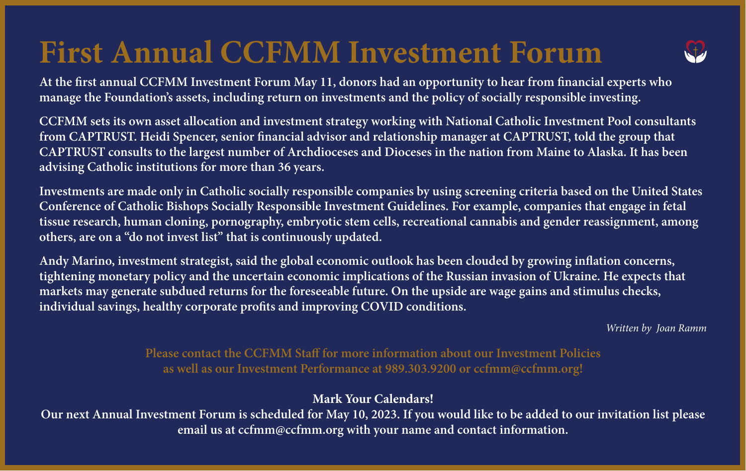# First Annual CCFMM Investment Forum

**At the first annual CCFMM Investment Forum May 11, donors had an opportunity to hear from financial experts who manage the Foundation's assets, including return on investments and the policy of socially responsible investing.**

**CCFMM sets its own asset allocation and investment strategy working with National Catholic Investment Pool consultants from CAPTRUST. Heidi Spencer, senior financial advisor and relationship manager at CAPTRUST, told the group that CAPTRUST consults to the largest number of Archdioceses and Dioceses in the nation from Maine to Alaska. It has been advising Catholic institutions for more than 36 years.**

**Investments are made only in Catholic socially responsible companies by using screening criteria based on the United States Conference of Catholic Bishops Socially Responsible Investment Guidelines. For example, companies that engage in fetal tissue research, human cloning, pornography, embryotic stem cells, recreational cannabis and gender reassignment, among others, are on a "do not invest list" that is continuously updated.**

**Andy Marino, investment strategist, said the global economic outlook has been clouded by growing inflation concerns, tightening monetary policy and the uncertain economic implications of the Russian invasion of Ukraine. He expects that markets may generate subdued returns for the foreseeable future. On the upside are wage gains and stimulus checks, individual savings, healthy corporate profits and improving COVID conditions.**

*Written by Joan Ramm*

**Please contact the CCFMM Staff for more information about our Investment Policies as well as our Investment Performance at 989.303.9200 or ccfmm@ccfmm.org!**

**Mark Your Calendars!**

**Our next Annual Investment Forum is scheduled for May 10, 2023. If you would like to be added to our invitation list please email us at ccfmm@ccfmm.org with your name and contact information.**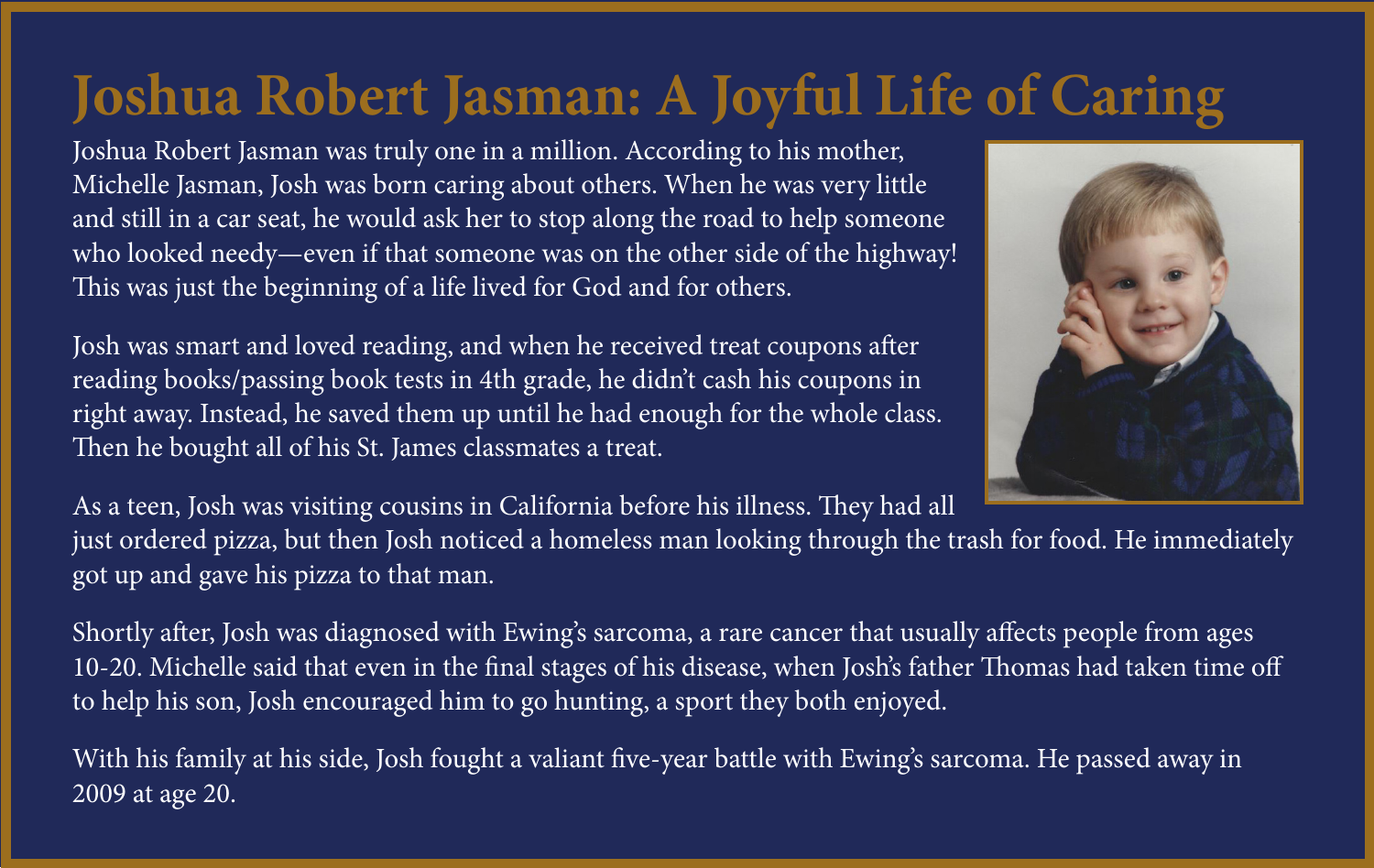# Joshua Robert Jasman: A Joyful Life of Caring

Joshua Robert Jasman was truly one in a million. According to his mother, Michelle Jasman, Josh was born caring about others. When he was very little and still in a car seat, he would ask her to stop along the road to help someone who looked needy—even if that someone was on the other side of the highway! This was just the beginning of a life lived for God and for others.

Josh was smart and loved reading, and when he received treat coupons after reading books/passing book tests in 4th grade, he didn't cash his coupons in right away. Instead, he saved them up until he had enough for the whole class. Then he bought all of his St. James classmates a treat.

As a teen, Josh was visiting cousins in California before his illness. They had all just ordered pizza, but then Josh noticed a homeless man looking through the trash for food. He immediately got up and gave his pizza to that man.

Shortly after, Josh was diagnosed with Ewing's sarcoma, a rare cancer that usually affects people from ages 10-20. Michelle said that even in the final stages of his disease, when Josh's father Thomas had taken time off to help his son, Josh encouraged him to go hunting, a sport they both enjoyed.

With his family at his side, Josh fought a valiant five-year battle with Ewing's sarcoma. He passed away in 2009 at age 20.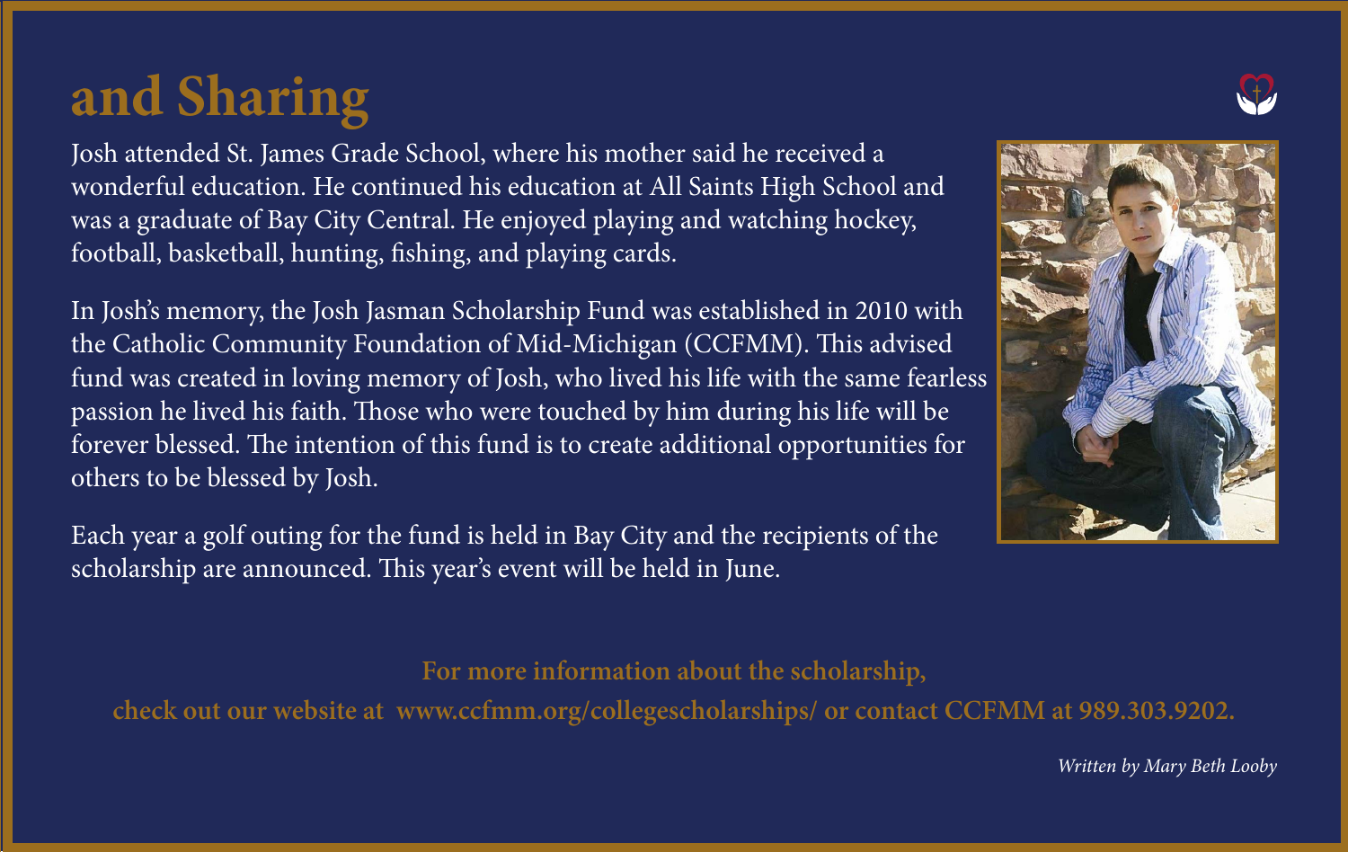# and Sharing

Josh attended St. James Grade School, where his mother said he received a wonderful education. He continued his education at All Saints High School and was a graduate of Bay City Central. He enjoyed playing and watching hockey, football, basketball, hunting, fishing, and playing cards.

In Josh's memory, the Josh Jasman Scholarship Fund was established in 2010 with the Catholic Community Foundation of Mid-Michigan (CCFMM). This advised fund was created in loving memory of Josh, who lived his life with the same fearless passion he lived his faith. Those who were touched by him during his life will be forever blessed. The intention of this fund is to create additional opportunities for others to be blessed by Josh.

Each year a golf outing for the fund is held in Bay City and the recipients of the scholarship are announced. This year's event will be held in June.

**For more information about the scholarship, check out our website at www.ccfmm.org/collegescholarships/ or contact CCFMM at 989.303.9202.**

*Written by Mary Beth Looby*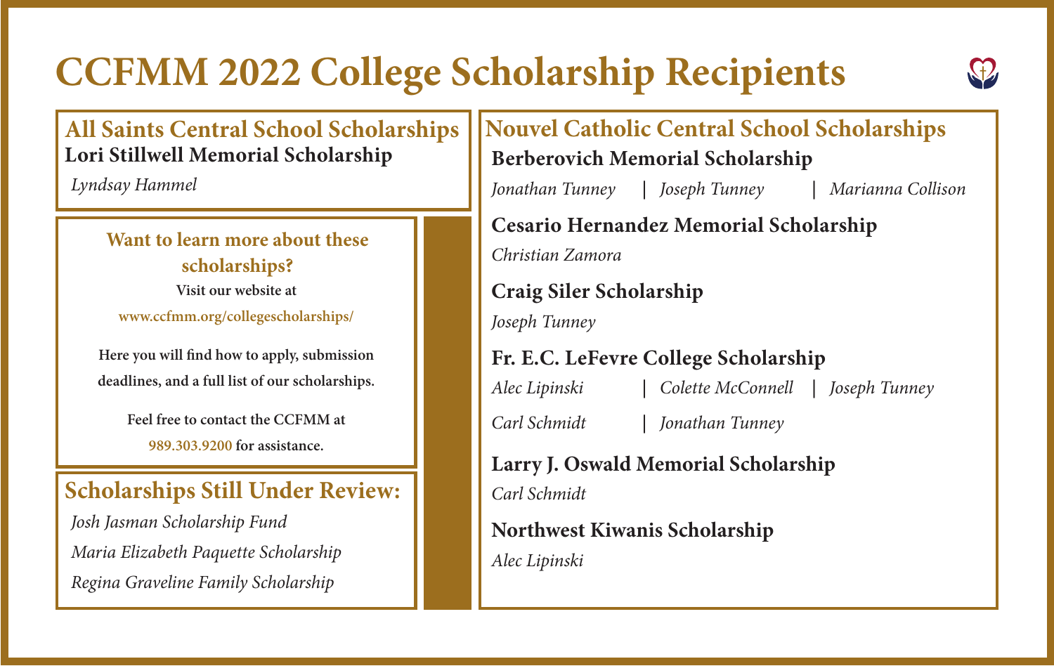# CCFMM 2022 College Scholarship Recipients

## All Saints Central School Scholarships

**Lori Stillwell Memorial Scholarship**

*Lyndsay Hammel*

### Want to learn more about these scholarships?

**Visit our website at**

**www.ccfmm.org/collegescholarships/**

**Here you will find how to apply, submission deadlines, and a full list of our scholarships.**

**Feel free to contact the CCFMM at 989.303.9200 for assistance.**

## Scholarships Still Under Review:

*Josh Jasman Scholarship Fund*

*Maria Elizabeth Paquette Scholarship*

*Regina Graveline Family Scholarship*

## Nouvel Catholic Central School Scholarships

**Berberovich Memorial Scholarship**

*Jonathan Tunney* | *Joseph Tunney* | *Marianna Collison*

**Cesario Hernandez Memorial Scholarship**

*Christian Zamora*

**Craig Siler Scholarship**

*Joseph Tunney*

**Fr. E.C. LeFevre College Scholarship**

*Alec Lipinski* | *Colette McConnell* | *Joseph Tunney*

*Carl Schmidt* | *Jonathan Tunney*

**Larry J. Oswald Memorial Scholarship**

*Carl Schmidt*

**Northwest Kiwanis Scholarship**

*Alec Lipinski*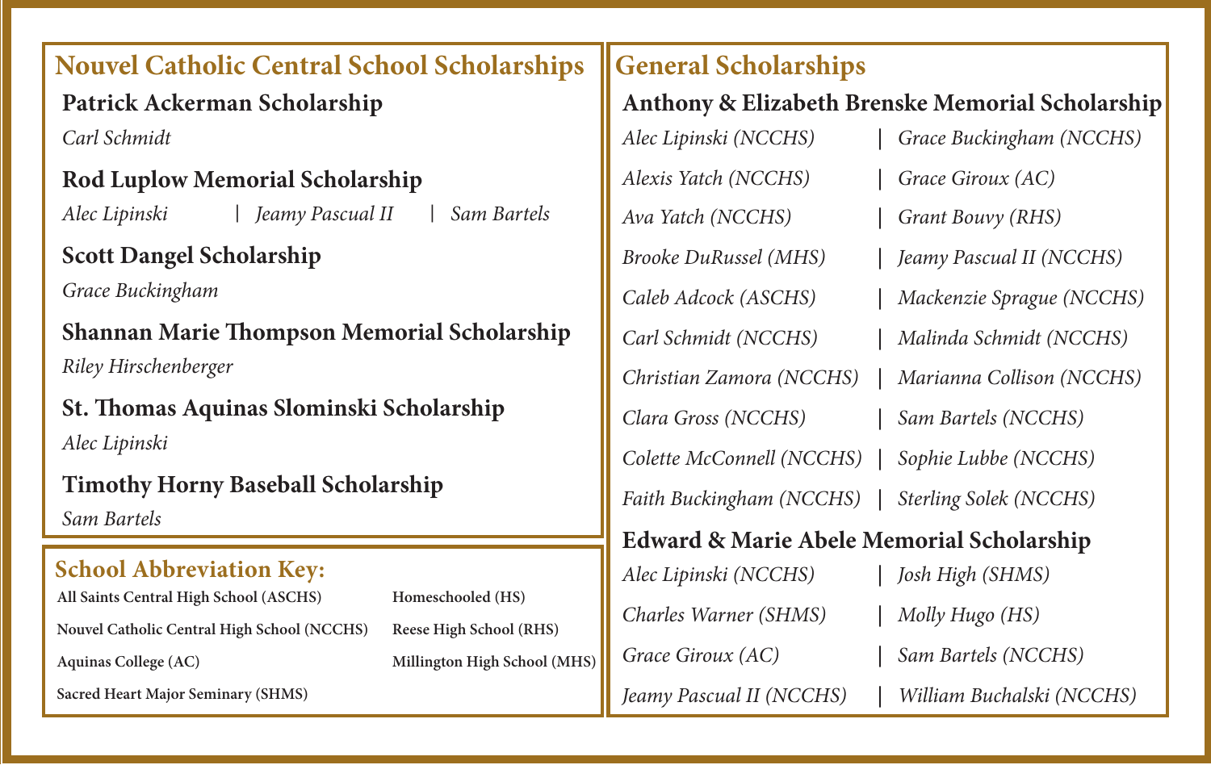## Nouvel Catholic Central School Scholarships

### Patrick Ackerman Scholarship

*Carl Schmidt*

### Rod Luplow Memorial Scholarship

*Alec Lipinski | Jeamy Pascual II | Sam Bartels*

### Scott Dangel Scholarship

*Grace Buckingham*

### Shannan Marie Thompson Memorial Scholarship

*Riley Hirschenberger*

### St. Thomas Aquinas Slominski Scholarship

*Alec Lipinski*

### Timothy Horny Baseball Scholarship

*Sam Bartels*

## School Abbreviation Key:

**All Saints Central High School (ASCHS)**
**Nouvel Catholic Central High School (NCCHS)**
**Aquinas College (AC)**
**Sacred Heart Major Seminary (SHMS)**
**Homeschooled (HS)**
**Reese High School (RHS)**
**Millington High School (MHS)**

## General Scholarships

### Anthony & Elizabeth Brenske Memorial Scholarship

*Alec Lipinski (NCCHS) | Grace Buckingham (NCCHS)*
*Alexis Yatch (NCCHS) | Grace Giroux (AC)*
*Ava Yatch (NCCHS) | Grant Bouvy (RHS)*
*Brooke DuRussel (MHS) | Jeamy Pascual II (NCCHS)*
*Caleb Adcock (ASCHS) | Mackenzie Sprague (NCCHS)*
*Carl Schmidt (NCCHS) | Malinda Schmidt (NCCHS)*
*Christian Zamora (NCCHS) | Marianna Collison (NCCHS)*
*Clara Gross (NCCHS) | Sam Bartels (NCCHS)*
*Colette McConnell (NCCHS) | Sophie Lubbe (NCCHS)*
*Faith Buckingham (NCCHS) | Sterling Solek (NCCHS)*

### Edward & Marie Abele Memorial Scholarship

*Alec Lipinski (NCCHS) | Josh High (SHMS)*
*Charles Warner (SHMS) | Molly Hugo (HS)*
*Grace Giroux (AC) | Sam Bartels (NCCHS)*
*Jeamy Pascual II (NCCHS) | William Buchalski (NCCHS)*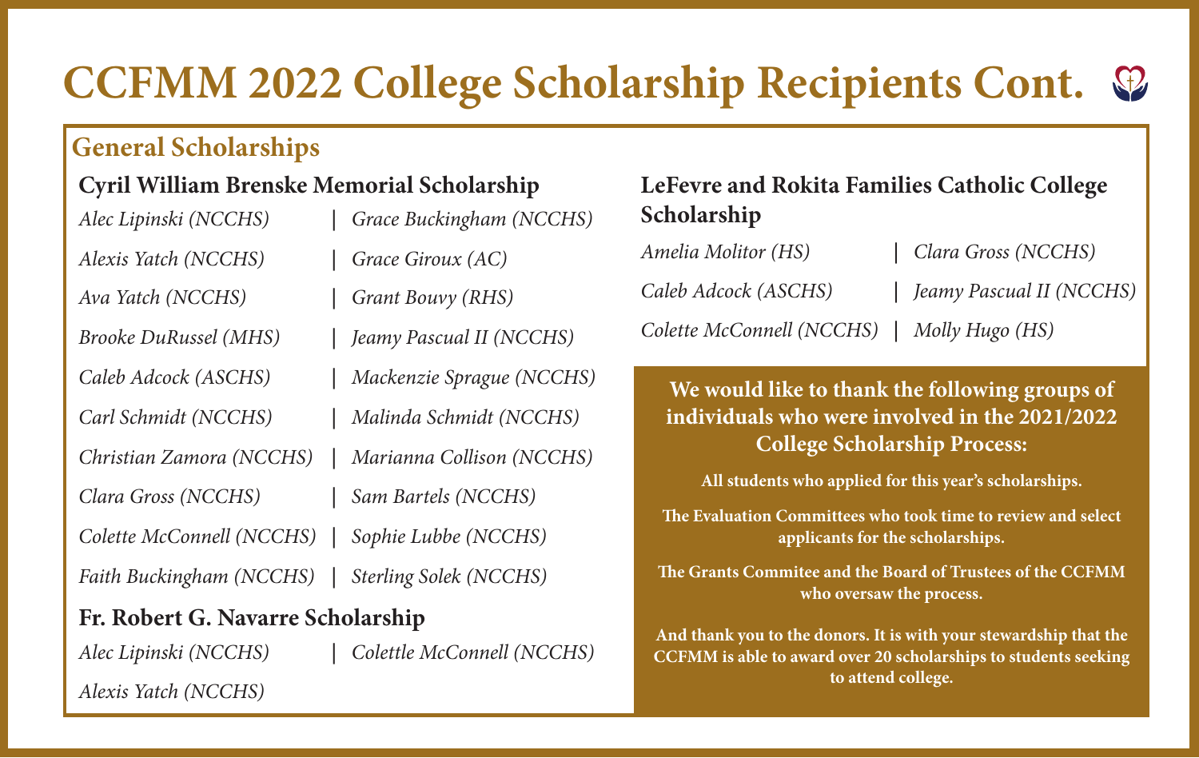# CCFMM 2022 College Scholarship Recipients Cont.

## General Scholarships

### Cyril William Brenske Memorial Scholarship

*Alec Lipinski (NCCHS)*

*Alexis Yatch (NCCHS)*

*Ava Yatch (NCCHS)*

*Brooke DuRussel (MHS)*

*Caleb Adcock (ASCHS)*

*Carl Schmidt (NCCHS)*

*Christian Zamora (NCCHS)*

*Clara Gross (NCCHS)*

*Colette McConnell (NCCHS)*

*Faith Buckingham (NCCHS)*

*Grace Buckingham (NCCHS)*

*Grace Giroux (AC)*

*Grant Bouvy (RHS)*

*Jeamy Pascual II (NCCHS)*

*Mackenzie Sprague (NCCHS)*

*Malinda Schmidt (NCCHS)*

*Marianna Collison (NCCHS)*

*Sam Bartels (NCCHS)*

*Sophie Lubbe (NCCHS)*

*Sterling Solek (NCCHS)*

### Fr. Robert G. Navarre Scholarship

*Alec Lipinski (NCCHS)*

*Alexis Yatch (NCCHS)*

*Colettle McConnell (NCCHS)*

### LeFevre and Rokita Families Catholic College Scholarship

*Amelia Molitor (HS)*

*Caleb Adcock (ASCHS)*

*Colette McConnell (NCCHS)*

*Clara Gross (NCCHS)*

*Jeamy Pascual II (NCCHS)*

*Molly Hugo (HS)*

**We would like to thank the following groups of individuals who were involved in the 2021/2022 College Scholarship Process:**

**All students who applied for this year's scholarships.**

**The Evaluation Committees who took time to review and select applicants for the scholarships.**

**The Grants Commitee and the Board of Trustees of the CCFMM who oversaw the process.**

**And thank you to the donors. It is with your stewardship that the CCFMM is able to award over 20 scholarships to students seeking to attend college.**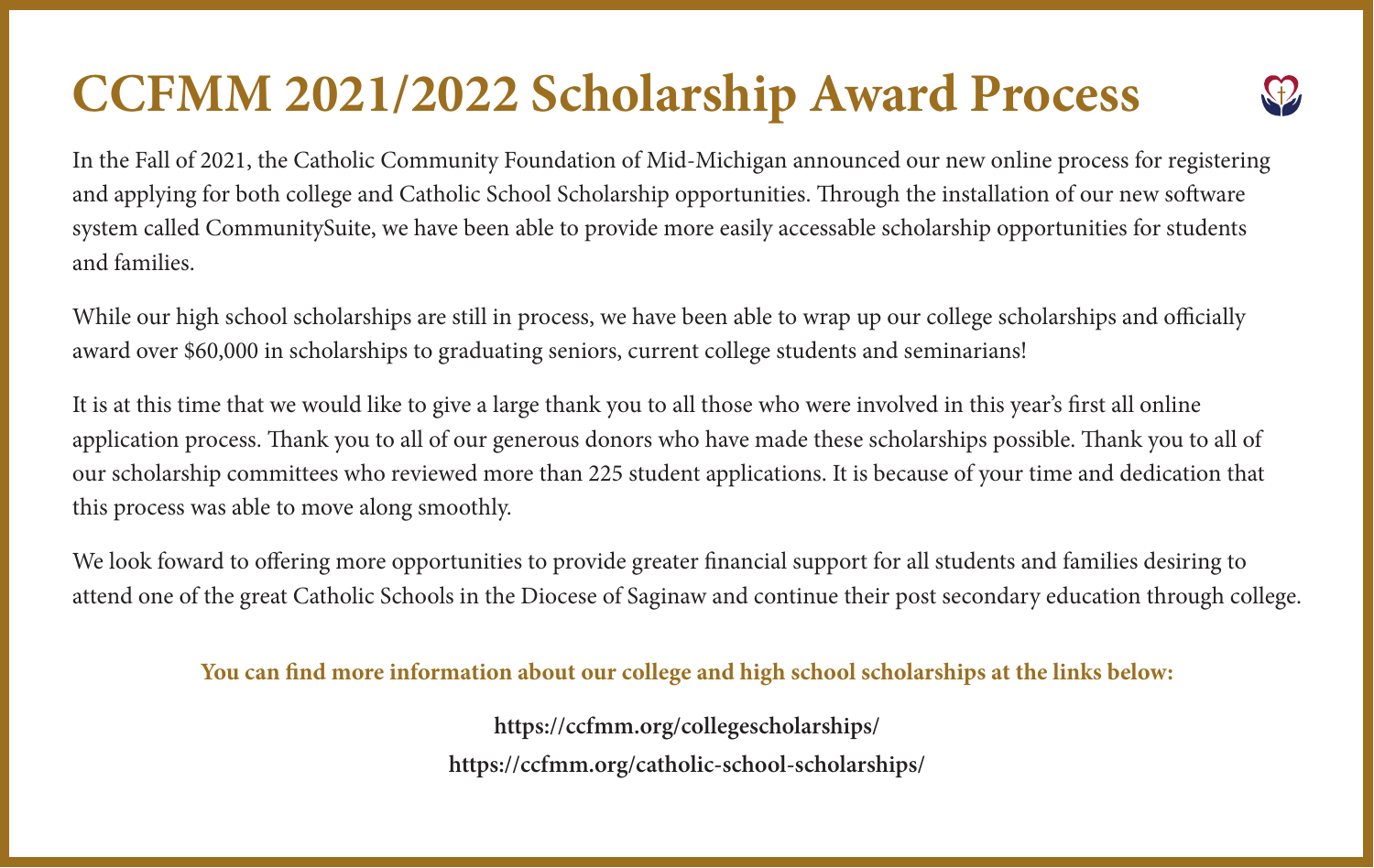# CCFMM 2021/2022 Scholarship Award Process

In the Fall of 2021, the Catholic Community Foundation of Mid-Michigan announced our new online process for registering and applying for both college and Catholic School Scholarship opportunities. Through the installation of our new software system called CommunitySuite, we have been able to provide more easily accessable scholarship opportunities for students and families.

While our high school scholarships are still in process, we have been able to wrap up our college scholarships and officially award over $60,000 in scholarships to graduating seniors, current college students and seminarians!

It is at this time that we would like to give a large thank you to all those who were involved in this year's first all online application process. Thank you to all of our generous donors who have made these scholarships possible. Thank you to all of our scholarship committees who reviewed more than 225 student applications. It is because of your time and dedication that this process was able to move along smoothly.

We look foward to offering more opportunities to provide greater financial support for all students and families desiring to attend one of the great Catholic Schools in the Diocese of Saginaw and continue their post secondary education through college.

**You can find more information about our college and high school scholarships at the links below:**

**https://ccfmm.org/collegescholarships/**

**https://ccfmm.org/catholic-school-scholarships/**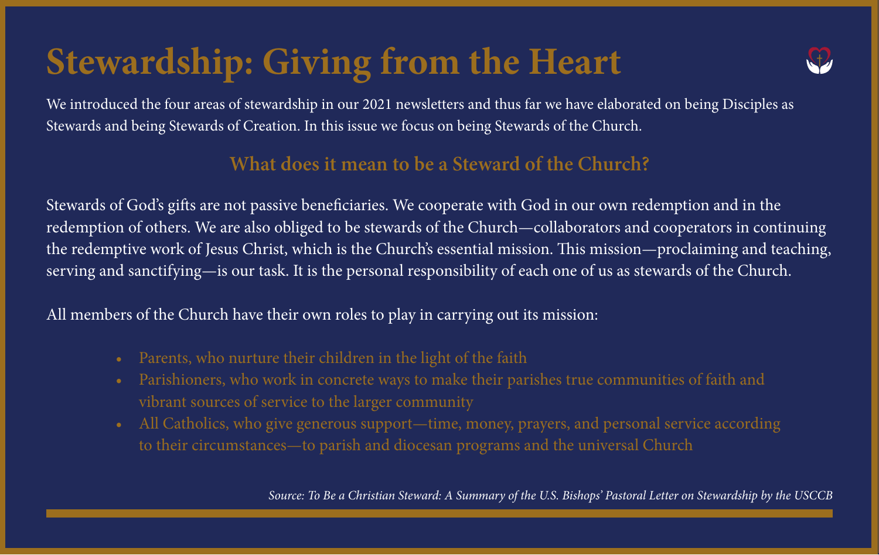# Stewardship: Giving from the Heart

We introduced the four areas of stewardship in our 2021 newsletters and thus far we have elaborated on being Disciples as Stewards and being Stewards of Creation. In this issue we focus on being Stewards of the Church.

## What does it mean to be a Steward of the Church?

Stewards of God's gifts are not passive beneficiaries. We cooperate with God in our own redemption and in the redemption of others. We are also obliged to be stewards of the Church—collaborators and cooperators in continuing the redemptive work of Jesus Christ, which is the Church's essential mission. This mission—proclaiming and teaching, serving and sanctifying—is our task. It is the personal responsibility of each one of us as stewards of the Church.

All members of the Church have their own roles to play in carrying out its mission:

- Parents, who nurture their children in the light of the faith
- Parishioners, who work in concrete ways to make their parishes true communities of faith and vibrant sources of service to the larger community
- All Catholics, who give generous support—time, money, prayers, and personal service according to their circumstances—to parish and diocesan programs and the universal Church

*Source: To Be a Christian Steward: A Summary of the U.S. Bishops' Pastoral Letter on Stewardship by the USCCB*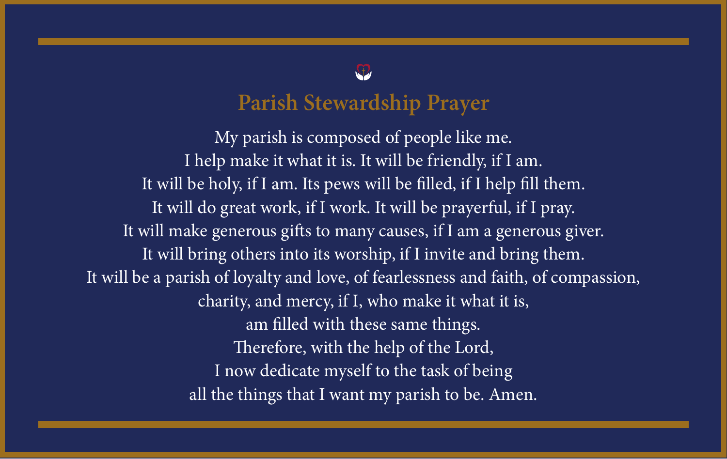# Parish Stewardship Prayer

My parish is composed of people like me.
I help make it what it is. It will be friendly, if I am.
It will be holy, if I am. Its pews will be filled, if I help fill them.
It will do great work, if I work. It will be prayerful, if I pray.
It will make generous gifts to many causes, if I am a generous giver.
It will bring others into its worship, if I invite and bring them.
It will be a parish of loyalty and love, of fearlessness and faith, of compassion,
charity, and mercy, if I, who make it what it is,
am filled with these same things.
Therefore, with the help of the Lord,
I now dedicate myself to the task of being
all the things that I want my parish to be. Amen.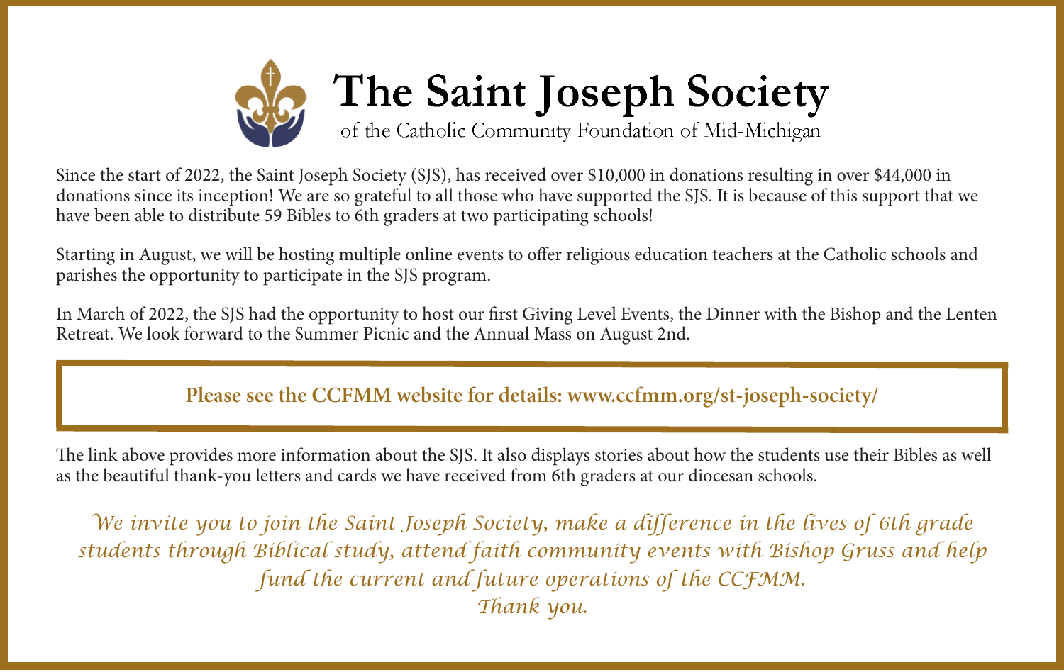# The Saint Joseph Society

of the Catholic Community Foundation of Mid-Michigan

Since the start of 2022, the Saint Joseph Society (SJS), has received over $10,000 in donations resulting in over $44,000 in donations since its inception! We are so grateful to all those who have supported the SJS. It is because of this support that we have been able to distribute 59 Bibles to 6th graders at two participating schools!

Starting in August, we will be hosting multiple online events to offer religious education teachers at the Catholic schools and parishes the opportunity to participate in the SJS program.

In March of 2022, the SJS had the opportunity to host our first Giving Level Events, the Dinner with the Bishop and the Lenten Retreat. We look forward to the Summer Picnic and the Annual Mass on August 2nd.

**Please see the CCFMM website for details: www.ccfmm.org/st-joseph-society/**

The link above provides more information about the SJS. It also displays stories about how the students use their Bibles as well as the beautiful thank-you letters and cards we have received from 6th graders at our diocesan schools.

*We invite you to join the Saint Joseph Society, make a difference in the lives of 6th grade students through Biblical study, attend faith community events with Bishop Gruss and help fund the current and future operations of the CCFMM.*

*Thank you.*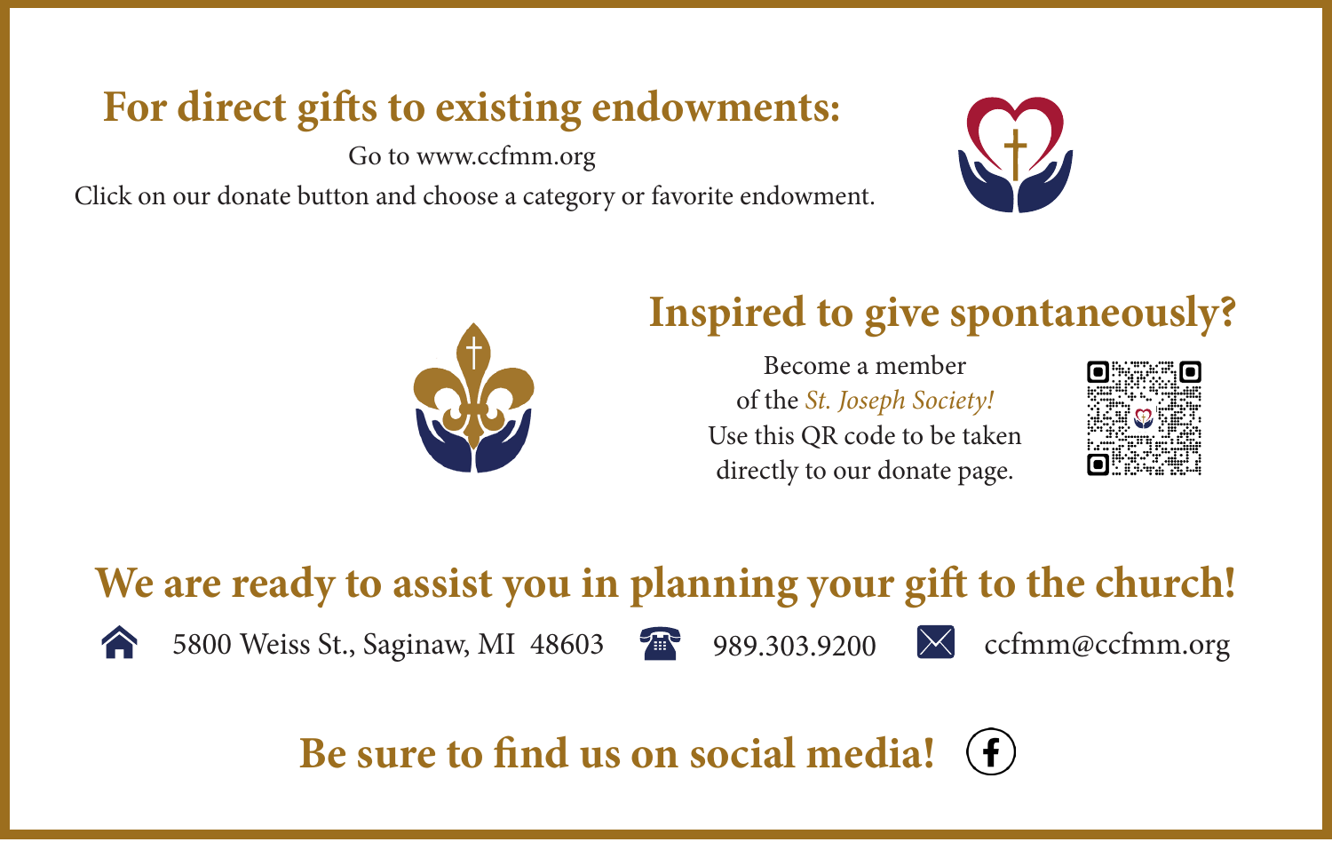## For direct gifts to existing endowments:

Go to www.ccfmm.org

Click on our donate button and choose a category or favorite endowment.

## Inspired to give spontaneously?

Become a member of the *St. Joseph Society!* Use this QR code to be taken directly to our donate page.

## We are ready to assist you in planning your gift to the church!

5800 Weiss St., Saginaw, MI 48603

989.303.9200

ccfmm@ccfmm.org

## Be sure to find us on social media!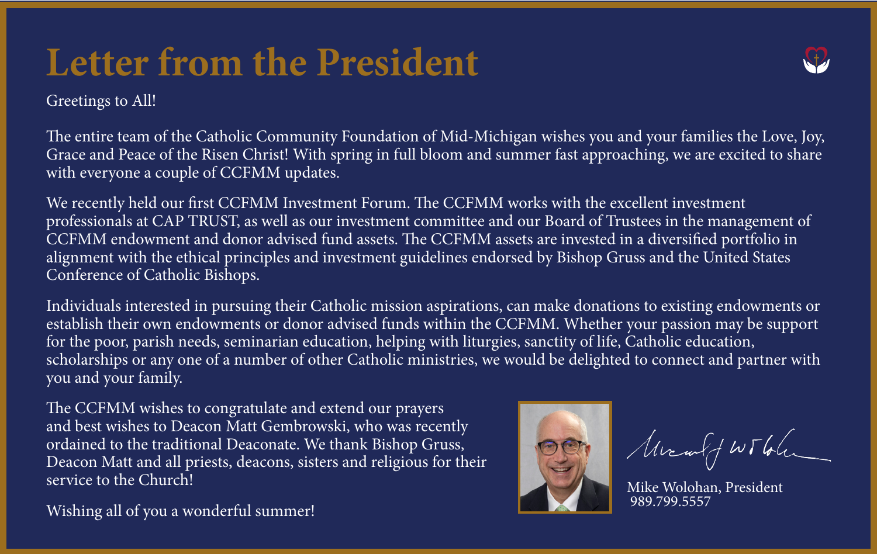# Letter from the President

Greetings to All!

The entire team of the Catholic Community Foundation of Mid-Michigan wishes you and your families the Love, Joy, Grace and Peace of the Risen Christ! With spring in full bloom and summer fast approaching, we are excited to share with everyone a couple of CCFMM updates.

We recently held our first CCFMM Investment Forum. The CCFMM works with the excellent investment professionals at CAP TRUST, as well as our investment committee and our Board of Trustees in the management of CCFMM endowment and donor advised fund assets. The CCFMM assets are invested in a diversified portfolio in alignment with the ethical principles and investment guidelines endorsed by Bishop Gruss and the United States Conference of Catholic Bishops.

Individuals interested in pursuing their Catholic mission aspirations, can make donations to existing endowments or establish their own endowments or donor advised funds within the CCFMM. Whether your passion may be support for the poor, parish needs, seminarian education, helping with liturgies, sanctity of life, Catholic education, scholarships or any one of a number of other Catholic ministries, we would be delighted to connect and partner with you and your family.

The CCFMM wishes to congratulate and extend our prayers and best wishes to Deacon Matt Gembrowski, who was recently ordained to the traditional Deaconate. We thank Bishop Gruss, Deacon Matt and all priests, deacons, sisters and religious for their service to the Church!

Wishing all of you a wonderful summer!

Mike Wolohan, President
989.799.5557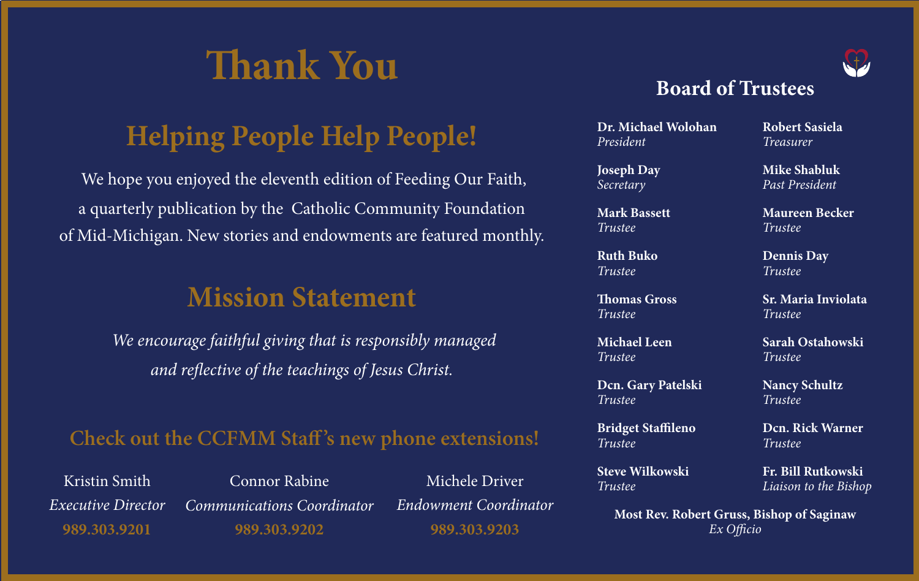# Thank You

## Helping People Help People!

We hope you enjoyed the eleventh edition of Feeding Our Faith, a quarterly publication by the Catholic Community Foundation of Mid-Michigan. New stories and endowments are featured monthly.

## Mission Statement

*We encourage faithful giving that is responsibly managed and reflective of the teachings of Jesus Christ.*

### Check out the CCFMM Staff's new phone extensions!

Kristin Smith
*Executive Director*
**989.303.9201**

Connor Rabine
*Communications Coordinator*
**989.303.9202**

Michele Driver
*Endowment Coordinator*
**989.303.9203**

## Board of Trustees

**Dr. Michael Wolohan**
*President*

**Robert Sasiela**
*Treasurer*

**Joseph Day**
*Secretary*

**Mike Shabluk**
*Past President*

**Mark Bassett**
*Trustee*

**Maureen Becker**
*Trustee*

**Ruth Buko**
*Trustee*

**Dennis Day**
*Trustee*

**Thomas Gross**
*Trustee*

**Sr. Maria Inviolata**
*Trustee*

**Michael Leen**
*Trustee*

**Sarah Ostahowski**
*Trustee*

**Dcn. Gary Patelski**
*Trustee*

**Nancy Schultz**
*Trustee*

**Bridget Staffileno**
*Trustee*

**Dcn. Rick Warner**
*Trustee*

**Steve Wilkowski**
*Trustee*

**Fr. Bill Rutkowski**
*Liaison to the Bishop*

**Most Rev. Robert Gruss, Bishop of Saginaw**
*Ex Officio*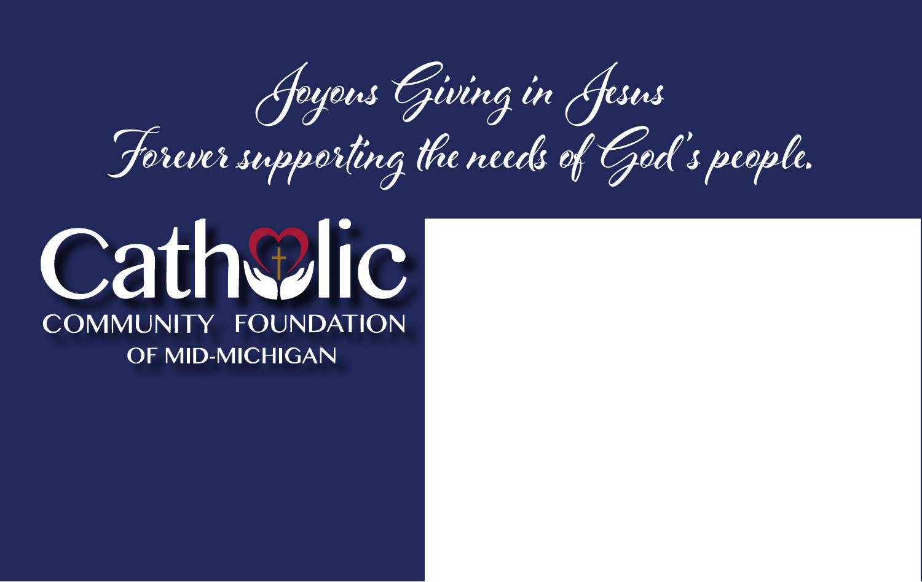*Joyous Giving in Jesus*

*Forever supporting the needs of God's people.*

Catholic

COMMUNITY FOUNDATION

OF MID-MICHIGAN